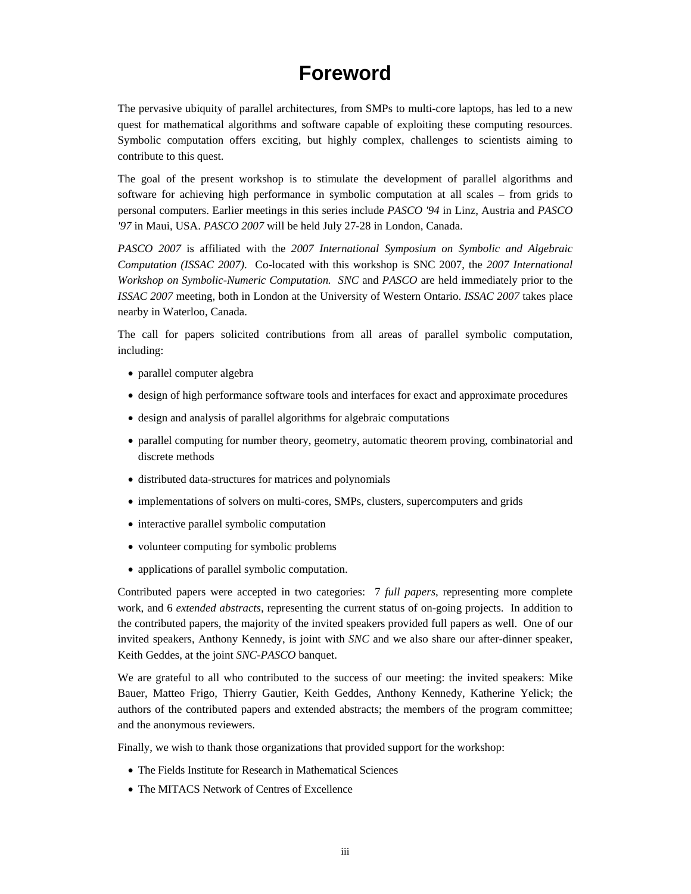# Foreword

The pervasive ubiquity of parallel architectures, from SMPs to multi-core laptops, has led to a new quest for mathematical algorithms and software capable of exploiting these computing resources. Symbolic computation offers exciting, but highly complex, challenges to scientists aiming to contribute to this quest.

The goal of the present workshop is to stimulate the development of parallel algorithms and software for achieving high performance in symbolic computation at all scales – from grids to personal computers. Earlier meetings in this series include *PASCO '94* in Linz, Austria and *PASCO '97* in Maui, USA. *PASCO 2007* will be held July 27-28 in London, Canada.

*PASCO 2007* is affiliated with the *2007 International Symposium on Symbolic and Algebraic Computation (ISSAC 2007)*. Co-located with this workshop is SNC 2007, the *2007 International Workshop on Symbolic-Numeric Computation. SNC* and *PASCO* are held immediately prior to the *ISSAC 2007* meeting, both in London at the University of Western Ontario. *ISSAC 2007* takes place nearby in Waterloo, Canada.

The call for papers solicited contributions from all areas of parallel symbolic computation, including:

- parallel computer algebra
- design of high performance software tools and interfaces for exact and approximate procedures
- design and analysis of parallel algorithms for algebraic computations
- parallel computing for number theory, geometry, automatic theorem proving, combinatorial and discrete methods
- distributed data-structures for matrices and polynomials
- implementations of solvers on multi-cores, SMPs, clusters, supercomputers and grids
- interactive parallel symbolic computation
- volunteer computing for symbolic problems
- applications of parallel symbolic computation.

Contributed papers were accepted in two categories: 7 *full papers*, representing more complete work, and 6 *extended abstracts*, representing the current status of on-going projects. In addition to the contributed papers, the majority of the invited speakers provided full papers as well. One of our invited speakers, Anthony Kennedy, is joint with *SNC* and we also share our after-dinner speaker, Keith Geddes, at the joint *SNC-PASCO* banquet.

We are grateful to all who contributed to the success of our meeting: the invited speakers: Mike Bauer, Matteo Frigo, Thierry Gautier, Keith Geddes, Anthony Kennedy, Katherine Yelick; the authors of the contributed papers and extended abstracts; the members of the program committee; and the anonymous reviewers.

Finally, we wish to thank those organizations that provided support for the workshop:

- The Fields Institute for Research in Mathematical Sciences
- The MITACS Network of Centres of Excellence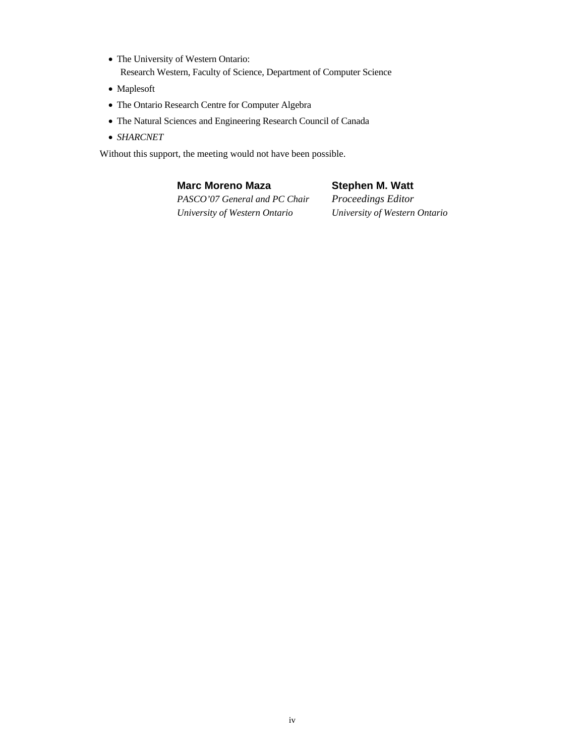- The University of Western Ontario:
  Research Western, Faculty of Science, Department of Computer Science
- Maplesoft
- The Ontario Research Centre for Computer Algebra
- The Natural Sciences and Engineering Research Council of Canada
- *SHARCNET*

Without this support, the meeting would not have been possible.

**Marc Moreno Maza**
*PASCO'07 General and PC Chair*
*University of Western Ontario*

**Stephen M. Watt**
*Proceedings Editor*
*University of Western Ontario*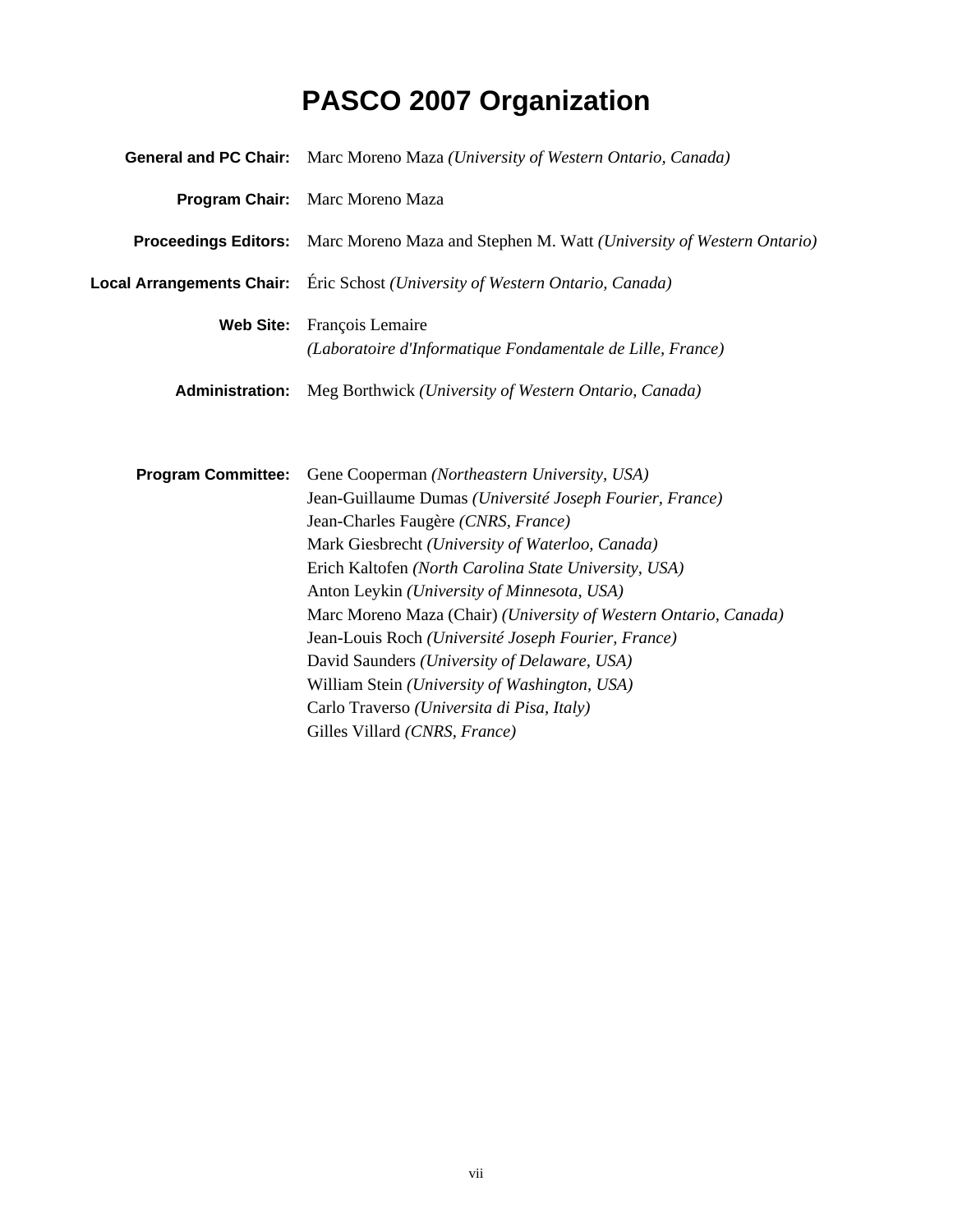# PASCO 2007 Organization

**General and PC Chair:** Marc Moreno Maza *(University of Western Ontario, Canada)*

**Program Chair:** Marc Moreno Maza

**Proceedings Editors:** Marc Moreno Maza and Stephen M. Watt *(University of Western Ontario)*

**Local Arrangements Chair:** Éric Schost *(University of Western Ontario, Canada)*

**Web Site:** François Lemaire
*(Laboratoire d'Informatique Fondamentale de Lille, France)*

**Administration:** Meg Borthwick *(University of Western Ontario, Canada)*

**Program Committee:**
Gene Cooperman *(Northeastern University, USA)*
Jean-Guillaume Dumas *(Université Joseph Fourier, France)*
Jean-Charles Faugère *(CNRS, France)*
Mark Giesbrecht *(University of Waterloo, Canada)*
Erich Kaltofen *(North Carolina State University, USA)*
Anton Leykin *(University of Minnesota, USA)*
Marc Moreno Maza (Chair) *(University of Western Ontario, Canada)*
Jean-Louis Roch *(Université Joseph Fourier, France)*
David Saunders *(University of Delaware, USA)*
William Stein *(University of Washington, USA)*
Carlo Traverso *(Universita di Pisa, Italy)*
Gilles Villard *(CNRS, France)*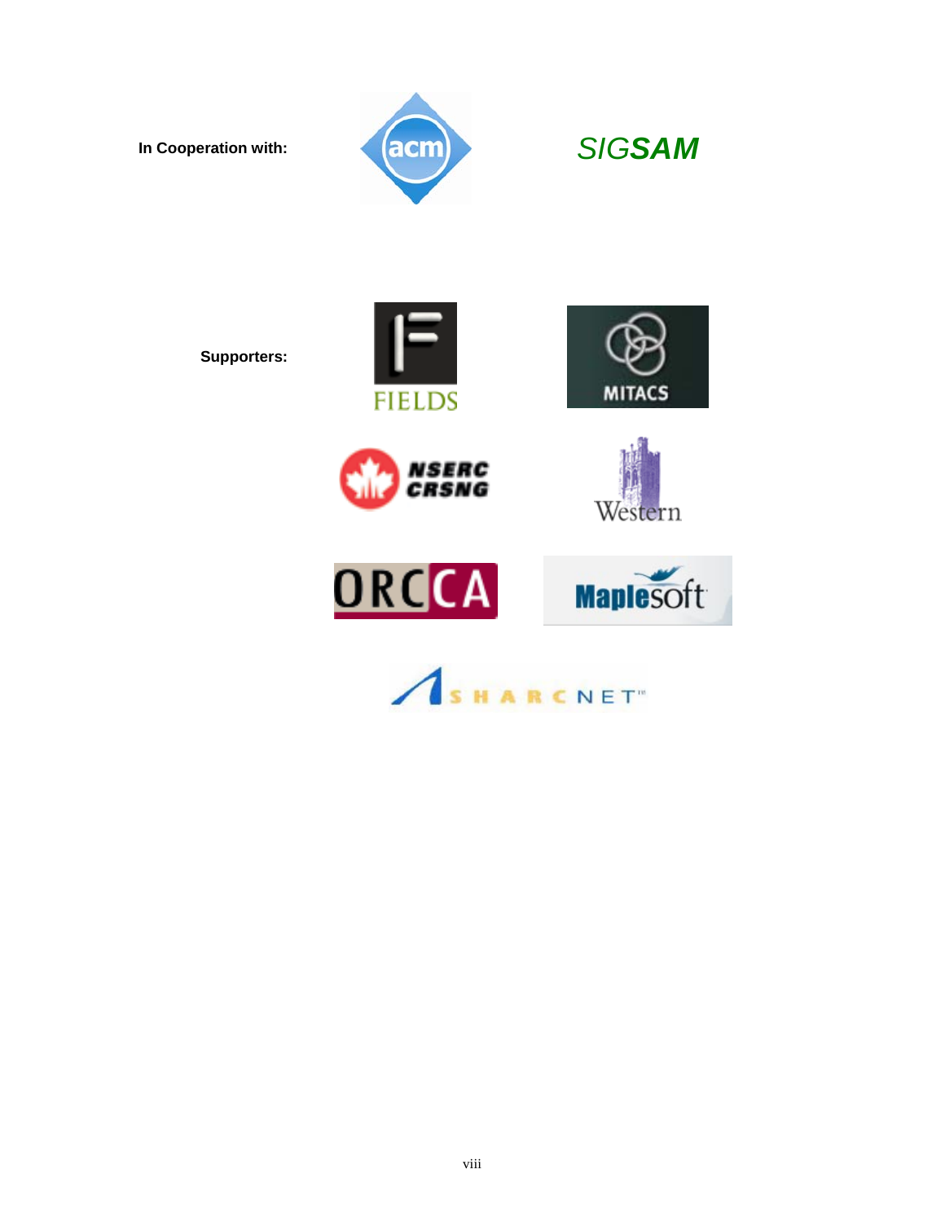**In Cooperation with:**

*SIG**SAM***

**Supporters:**